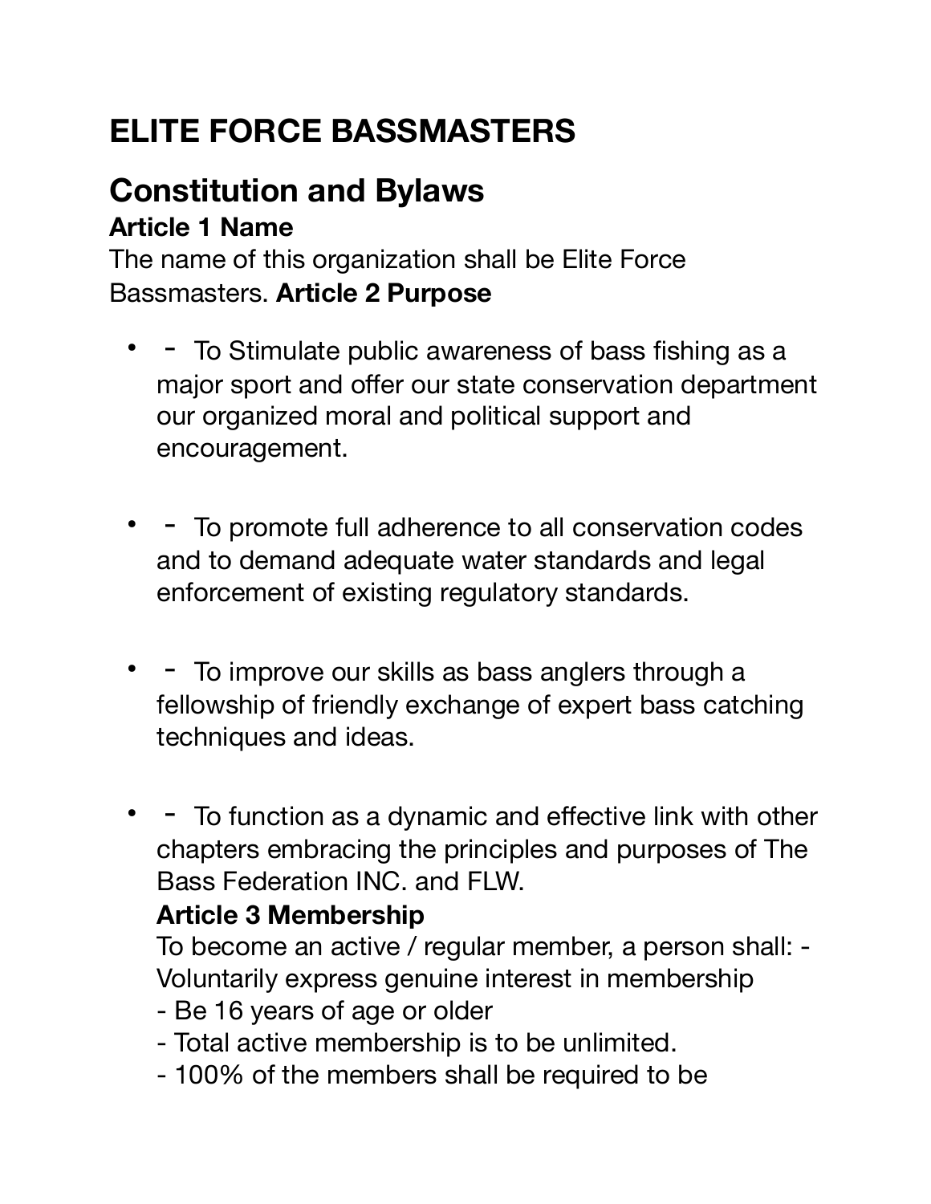# ELITE FORCE BASSMASTERS

## Constitution and Bylaws

**Article 1 Name**

The name of this organization shall be Elite Force Bassmasters.

**Article 2 Purpose**

- \- To Stimulate public awareness of bass fishing as a major sport and offer our state conservation department our organized moral and political support and encouragement.
- \- To promote full adherence to all conservation codes and to demand adequate water standards and legal enforcement of existing regulatory standards.
- \- To improve our skills as bass anglers through a fellowship of friendly exchange of expert bass catching techniques and ideas.
- \- To function as a dynamic and effective link with other chapters embracing the principles and purposes of The Bass Federation INC. and FLW.

**Article 3 Membership**

To become an active / regular member, a person shall:
- Voluntarily express genuine interest in membership
- Be 16 years of age or older
- Total active membership is to be unlimited.
- 100% of the members shall be required to be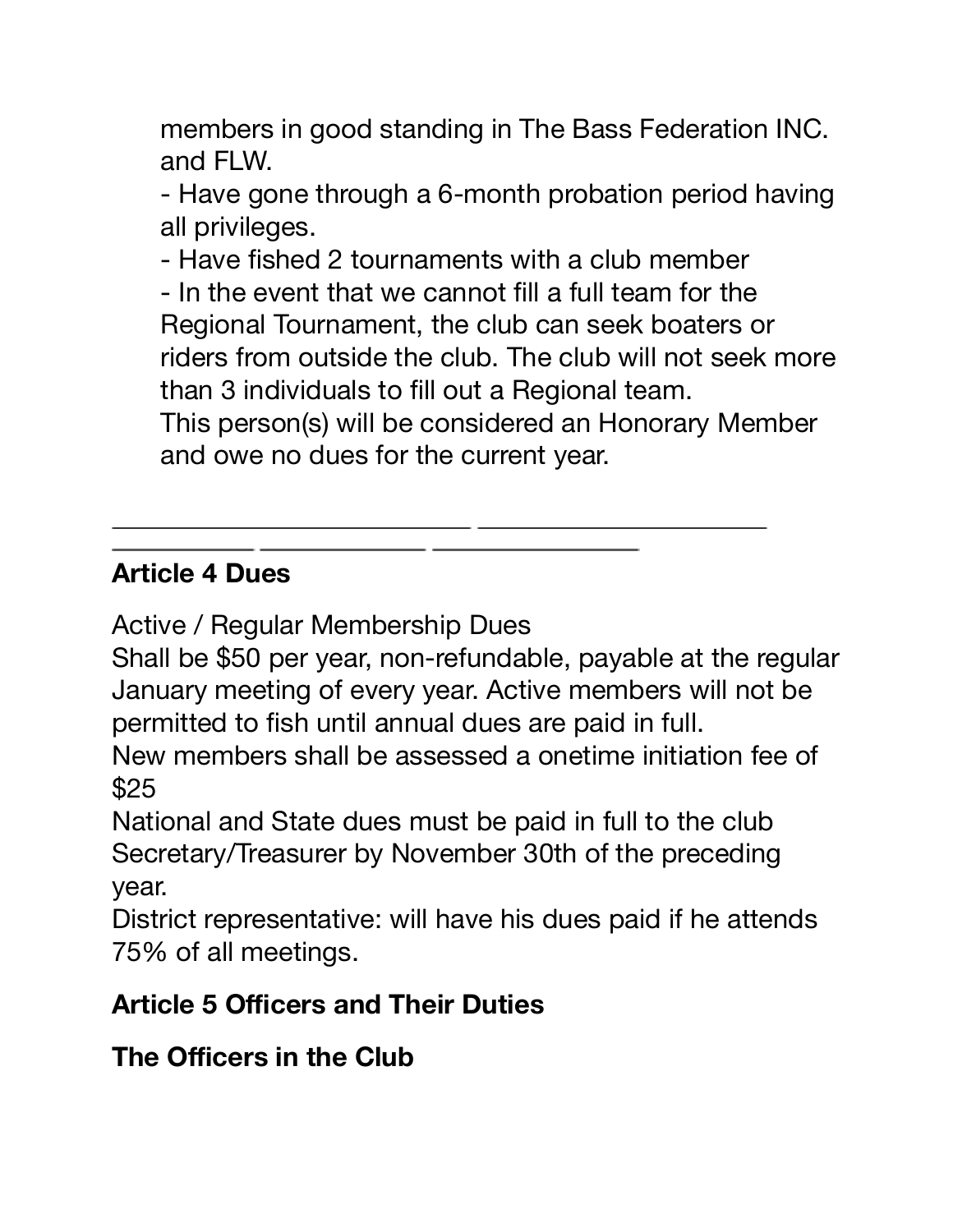members in good standing in The Bass Federation INC. and FLW.

- Have gone through a 6-month probation period having all privileges.
- Have fished 2 tournaments with a club member
- In the event that we cannot fill a full team for the Regional Tournament, the club can seek boaters or riders from outside the club. The club will not seek more than 3 individuals to fill out a Regional team.

This person(s) will be considered an Honorary Member and owe no dues for the current year.

---

**Article 4 Dues**

Active / Regular Membership Dues
Shall be $50 per year, non-refundable, payable at the regular January meeting of every year. Active members will not be permitted to fish until annual dues are paid in full.
New members shall be assessed a onetime initiation fee of $25
National and State dues must be paid in full to the club Secretary/Treasurer by November 30th of the preceding year.
District representative: will have his dues paid if he attends 75% of all meetings.

**Article 5 Officers and Their Duties**

**The Officers in the Club**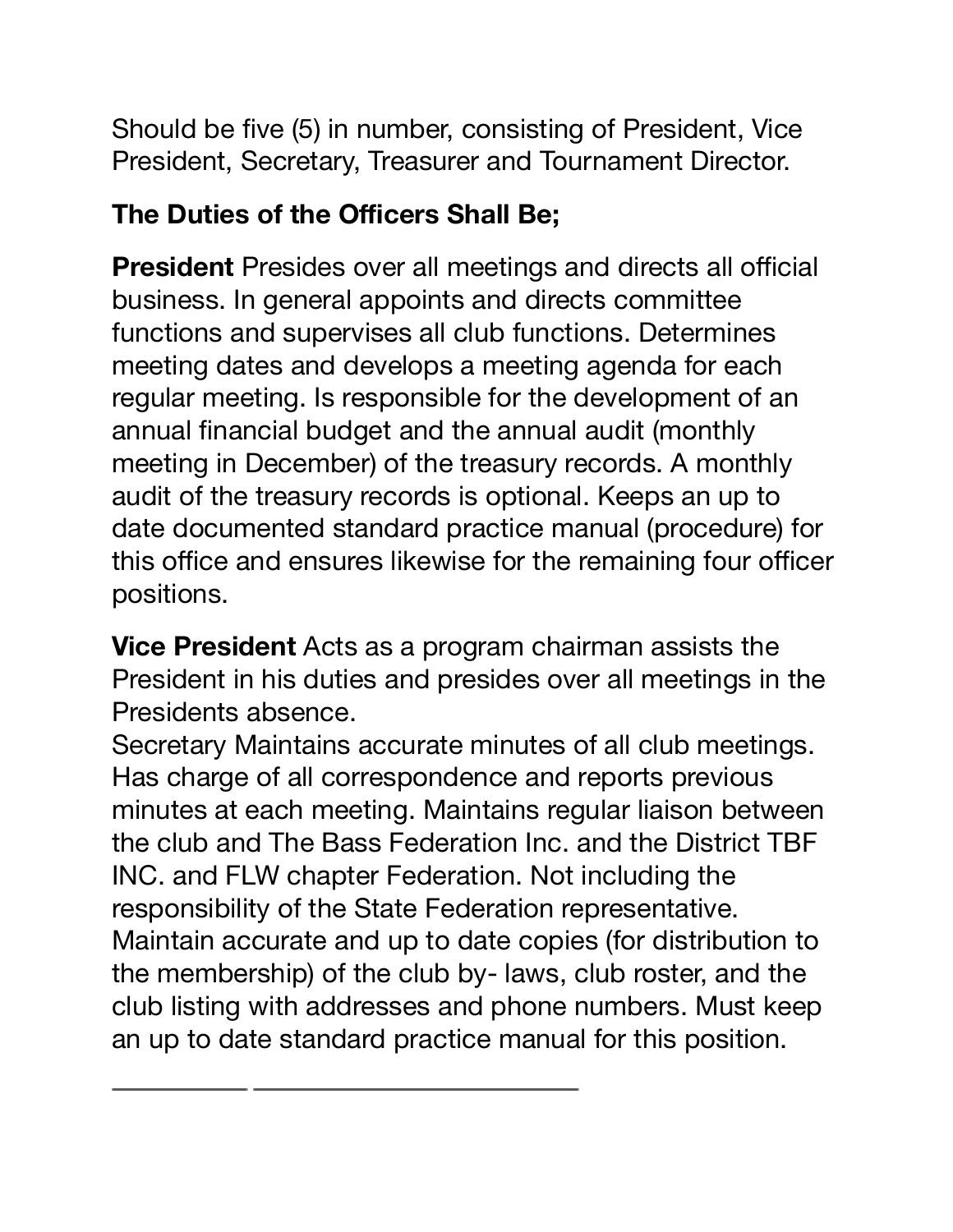Should be five (5) in number, consisting of President, Vice President, Secretary, Treasurer and Tournament Director.

**The Duties of the Officers Shall Be;**

**President** Presides over all meetings and directs all official business. In general appoints and directs committee functions and supervises all club functions. Determines meeting dates and develops a meeting agenda for each regular meeting. Is responsible for the development of an annual financial budget and the annual audit (monthly meeting in December) of the treasury records. A monthly audit of the treasury records is optional. Keeps an up to date documented standard practice manual (procedure) for this office and ensures likewise for the remaining four officer positions.

**Vice President** Acts as a program chairman assists the President in his duties and presides over all meetings in the Presidents absence.
Secretary Maintains accurate minutes of all club meetings. Has charge of all correspondence and reports previous minutes at each meeting. Maintains regular liaison between the club and The Bass Federation Inc. and the District TBF INC. and FLW chapter Federation. Not including the responsibility of the State Federation representative. Maintain accurate and up to date copies (for distribution to the membership) of the club by- laws, club roster, and the club listing with addresses and phone numbers. Must keep an up to date standard practice manual for this position.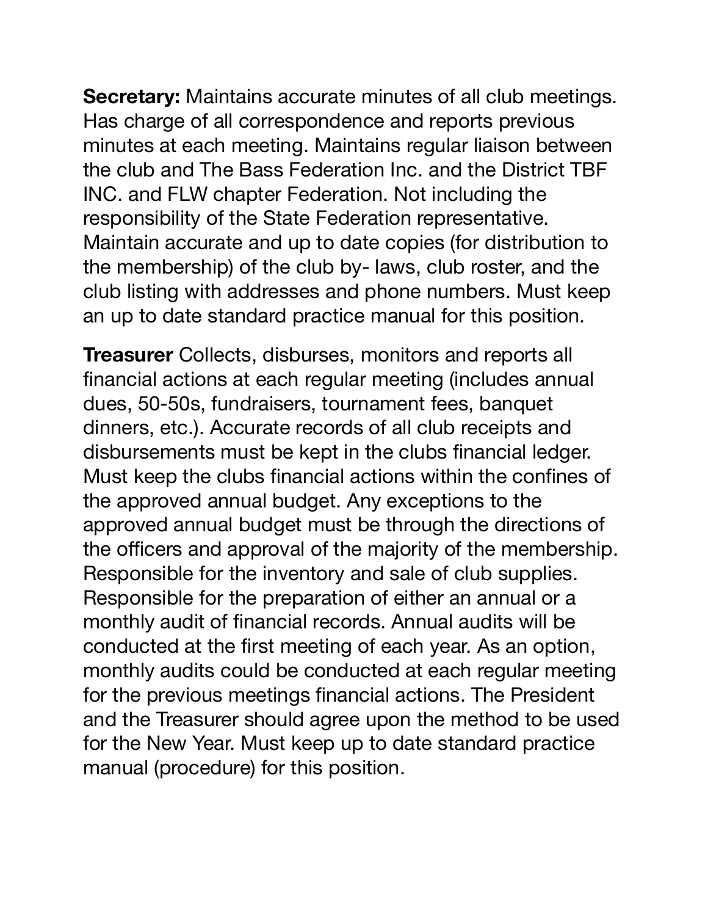**Secretary:** Maintains accurate minutes of all club meetings. Has charge of all correspondence and reports previous minutes at each meeting. Maintains regular liaison between the club and The Bass Federation Inc. and the District TBF INC. and FLW chapter Federation. Not including the responsibility of the State Federation representative. Maintain accurate and up to date copies (for distribution to the membership) of the club by- laws, club roster, and the club listing with addresses and phone numbers. Must keep an up to date standard practice manual for this position.

**Treasurer** Collects, disburses, monitors and reports all financial actions at each regular meeting (includes annual dues, 50-50s, fundraisers, tournament fees, banquet dinners, etc.). Accurate records of all club receipts and disbursements must be kept in the clubs financial ledger. Must keep the clubs financial actions within the confines of the approved annual budget. Any exceptions to the approved annual budget must be through the directions of the officers and approval of the majority of the membership. Responsible for the inventory and sale of club supplies. Responsible for the preparation of either an annual or a monthly audit of financial records. Annual audits will be conducted at the first meeting of each year. As an option, monthly audits could be conducted at each regular meeting for the previous meetings financial actions. The President and the Treasurer should agree upon the method to be used for the New Year. Must keep up to date standard practice manual (procedure) for this position.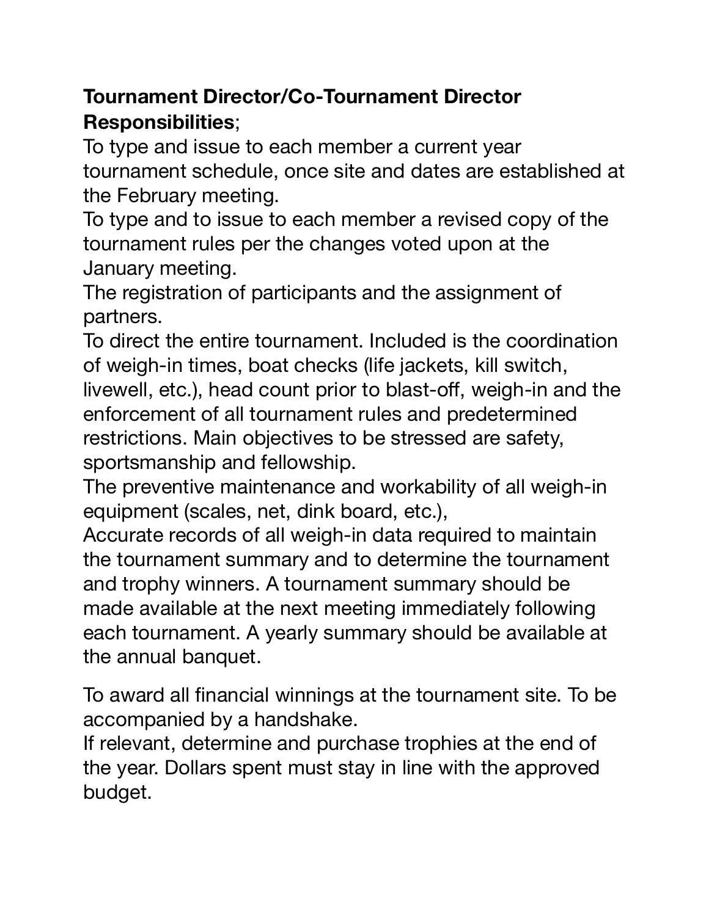**Tournament Director/Co-Tournament Director Responsibilities**;

To type and issue to each member a current year tournament schedule, once site and dates are established at the February meeting.

To type and to issue to each member a revised copy of the tournament rules per the changes voted upon at the January meeting.

The registration of participants and the assignment of partners.

To direct the entire tournament. Included is the coordination of weigh-in times, boat checks (life jackets, kill switch, livewell, etc.), head count prior to blast-off, weigh-in and the enforcement of all tournament rules and predetermined restrictions. Main objectives to be stressed are safety, sportsmanship and fellowship.

The preventive maintenance and workability of all weigh-in equipment (scales, net, dink board, etc.),

Accurate records of all weigh-in data required to maintain the tournament summary and to determine the tournament and trophy winners. A tournament summary should be made available at the next meeting immediately following each tournament. A yearly summary should be available at the annual banquet.

To award all financial winnings at the tournament site. To be accompanied by a handshake.

If relevant, determine and purchase trophies at the end of the year. Dollars spent must stay in line with the approved budget.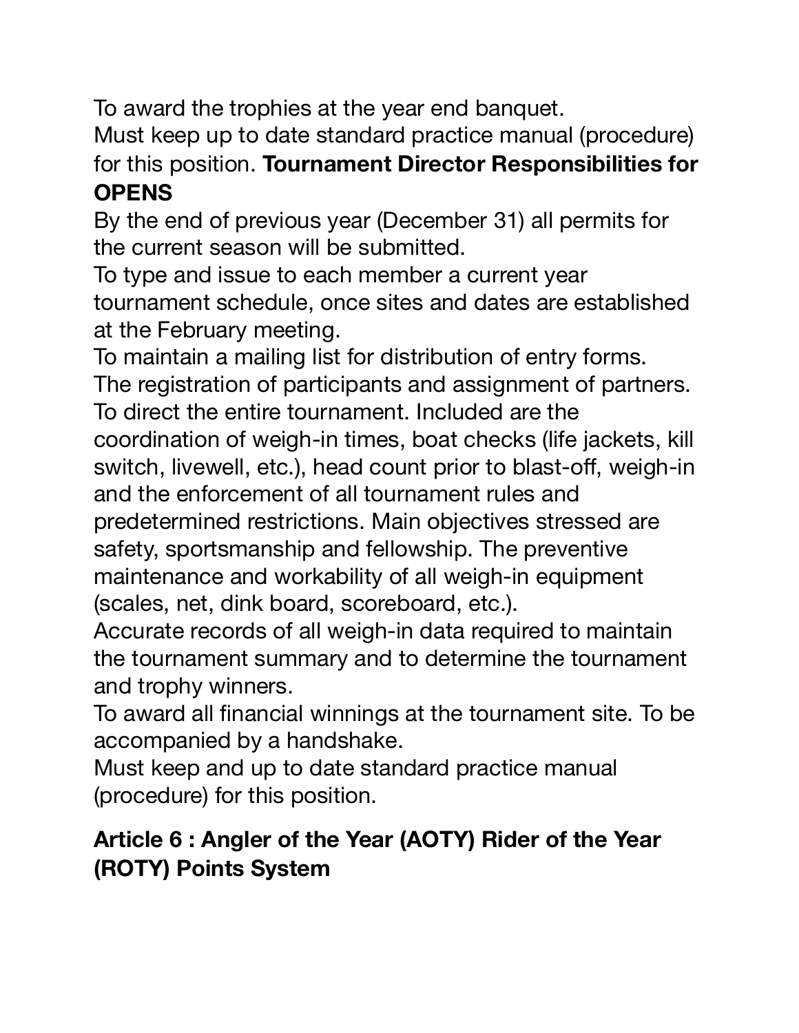To award the trophies at the year end banquet.

Must keep up to date standard practice manual (procedure) for this position. **Tournament Director Responsibilities for OPENS**

By the end of previous year (December 31) all permits for the current season will be submitted.

To type and issue to each member a current year tournament schedule, once sites and dates are established at the February meeting.

To maintain a mailing list for distribution of entry forms.

The registration of participants and assignment of partners.

To direct the entire tournament. Included are the coordination of weigh-in times, boat checks (life jackets, kill switch, livewell, etc.), head count prior to blast-off, weigh-in and the enforcement of all tournament rules and predetermined restrictions. Main objectives stressed are safety, sportsmanship and fellowship. The preventive maintenance and workability of all weigh-in equipment (scales, net, dink board, scoreboard, etc.).

Accurate records of all weigh-in data required to maintain the tournament summary and to determine the tournament and trophy winners.

To award all financial winnings at the tournament site. To be accompanied by a handshake.

Must keep and up to date standard practice manual (procedure) for this position.

## Article 6 : Angler of the Year (AOTY) Rider of the Year (ROTY) Points System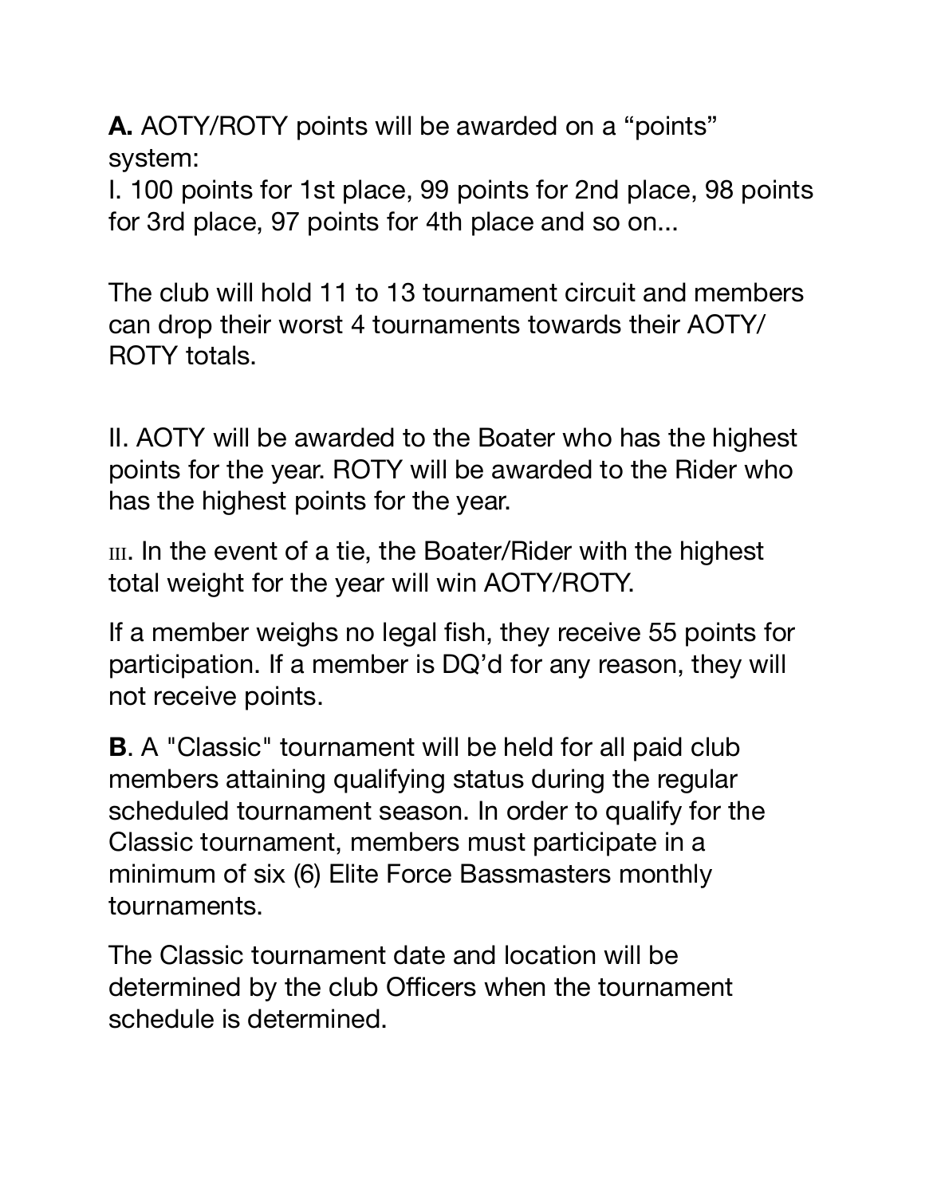**A.** AOTY/ROTY points will be awarded on a “points” system:

I. 100 points for 1st place, 99 points for 2nd place, 98 points for 3rd place, 97 points for 4th place and so on...

The club will hold 11 to 13 tournament circuit and members can drop their worst 4 tournaments towards their AOTY/ROTY totals.

II. AOTY will be awarded to the Boater who has the highest points for the year. ROTY will be awarded to the Rider who has the highest points for the year.

III. In the event of a tie, the Boater/Rider with the highest total weight for the year will win AOTY/ROTY.

If a member weighs no legal fish, they receive 55 points for participation. If a member is DQ’d for any reason, they will not receive points.

**B**. A "Classic" tournament will be held for all paid club members attaining qualifying status during the regular scheduled tournament season. In order to qualify for the Classic tournament, members must participate in a minimum of six (6) Elite Force Bassmasters monthly tournaments.

The Classic tournament date and location will be determined by the club Officers when the tournament schedule is determined.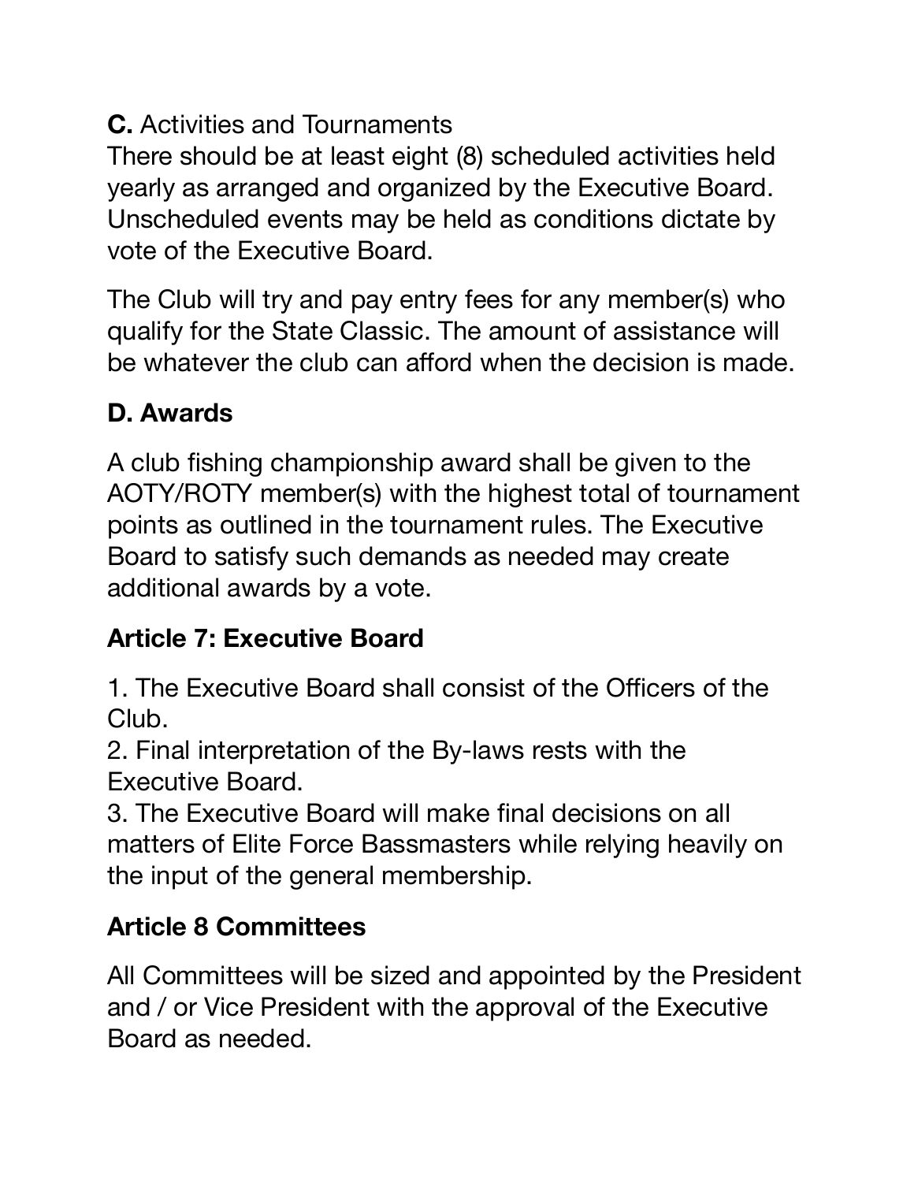**C.** Activities and Tournaments

There should be at least eight (8) scheduled activities held yearly as arranged and organized by the Executive Board. Unscheduled events may be held as conditions dictate by vote of the Executive Board.

The Club will try and pay entry fees for any member(s) who qualify for the State Classic. The amount of assistance will be whatever the club can afford when the decision is made.

**D. Awards**

A club fishing championship award shall be given to the AOTY/ROTY member(s) with the highest total of tournament points as outlined in the tournament rules. The Executive Board to satisfy such demands as needed may create additional awards by a vote.

## Article 7: Executive Board

1. The Executive Board shall consist of the Officers of the Club.
2. Final interpretation of the By-laws rests with the Executive Board.
3. The Executive Board will make final decisions on all matters of Elite Force Bassmasters while relying heavily on the input of the general membership.

## Article 8 Committees

All Committees will be sized and appointed by the President and / or Vice President with the approval of the Executive Board as needed.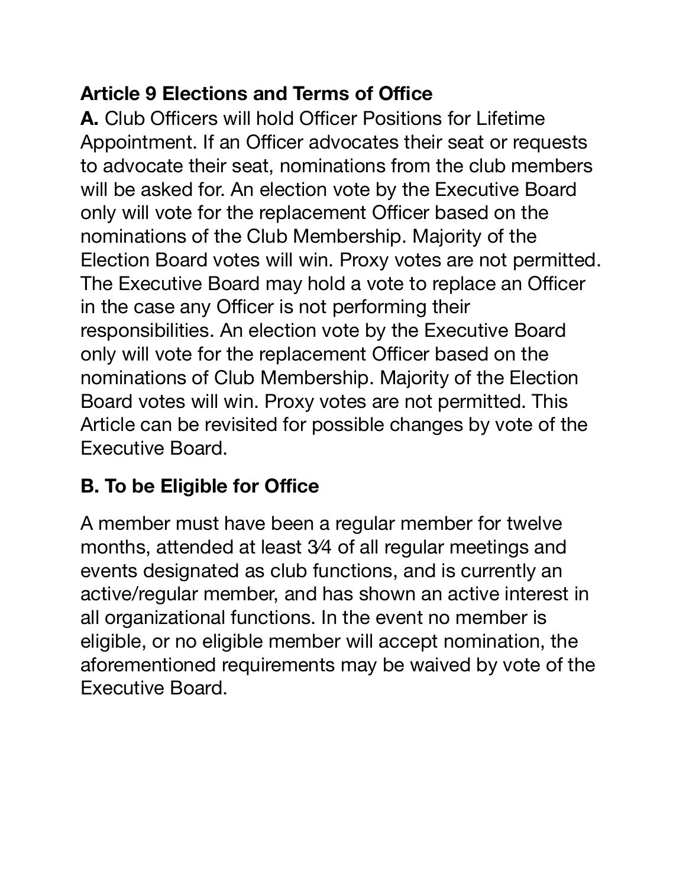## Article 9 Elections and Terms of Office

**A.** Club Officers will hold Officer Positions for Lifetime Appointment. If an Officer advocates their seat or requests to advocate their seat, nominations from the club members will be asked for. An election vote by the Executive Board only will vote for the replacement Officer based on the nominations of the Club Membership. Majority of the Election Board votes will win. Proxy votes are not permitted. The Executive Board may hold a vote to replace an Officer in the case any Officer is not performing their responsibilities. An election vote by the Executive Board only will vote for the replacement Officer based on the nominations of Club Membership. Majority of the Election Board votes will win. Proxy votes are not permitted. This Article can be revisited for possible changes by vote of the Executive Board.

### B. To be Eligible for Office

A member must have been a regular member for twelve months, attended at least 3⁄4 of all regular meetings and events designated as club functions, and is currently an active/regular member, and has shown an active interest in all organizational functions. In the event no member is eligible, or no eligible member will accept nomination, the aforementioned requirements may be waived by vote of the Executive Board.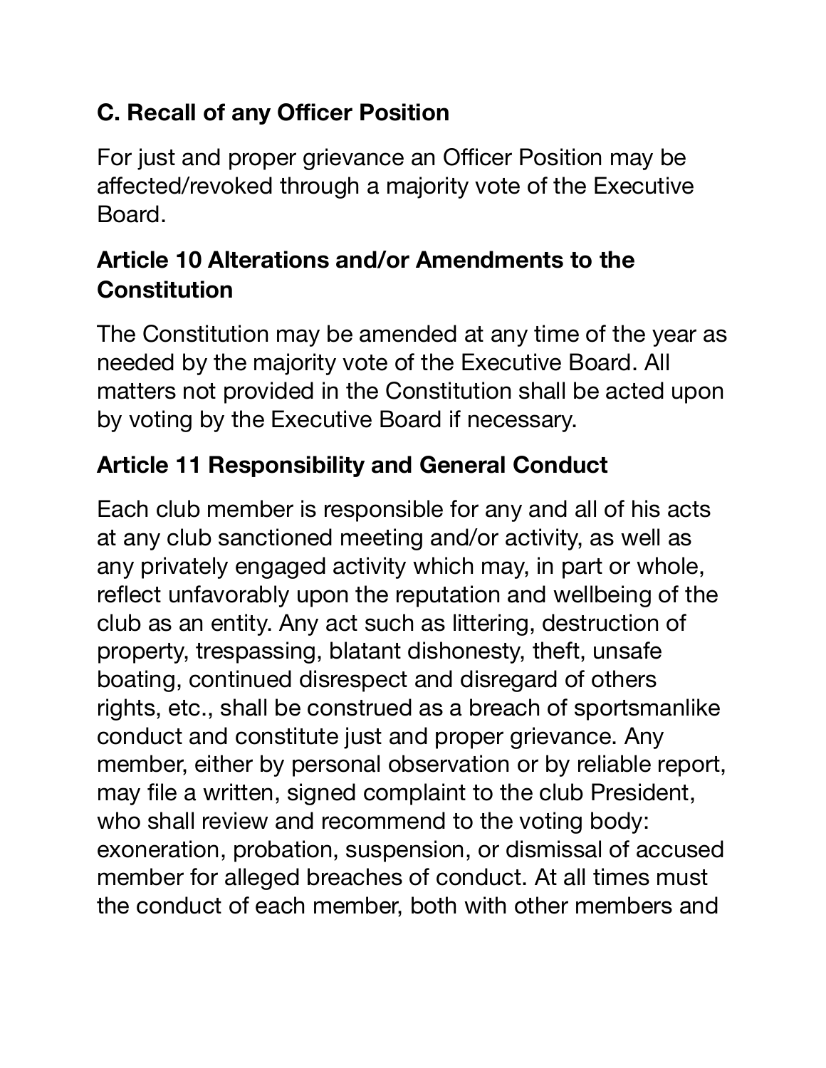### C. Recall of any Officer Position

For just and proper grievance an Officer Position may be affected/revoked through a majority vote of the Executive Board.

## Article 10 Alterations and/or Amendments to the Constitution

The Constitution may be amended at any time of the year as needed by the majority vote of the Executive Board. All matters not provided in the Constitution shall be acted upon by voting by the Executive Board if necessary.

## Article 11 Responsibility and General Conduct

Each club member is responsible for any and all of his acts at any club sanctioned meeting and/or activity, as well as any privately engaged activity which may, in part or whole, reflect unfavorably upon the reputation and wellbeing of the club as an entity. Any act such as littering, destruction of property, trespassing, blatant dishonesty, theft, unsafe boating, continued disrespect and disregard of others rights, etc., shall be construed as a breach of sportsmanlike conduct and constitute just and proper grievance. Any member, either by personal observation or by reliable report, may file a written, signed complaint to the club President, who shall review and recommend to the voting body: exoneration, probation, suspension, or dismissal of accused member for alleged breaches of conduct. At all times must the conduct of each member, both with other members and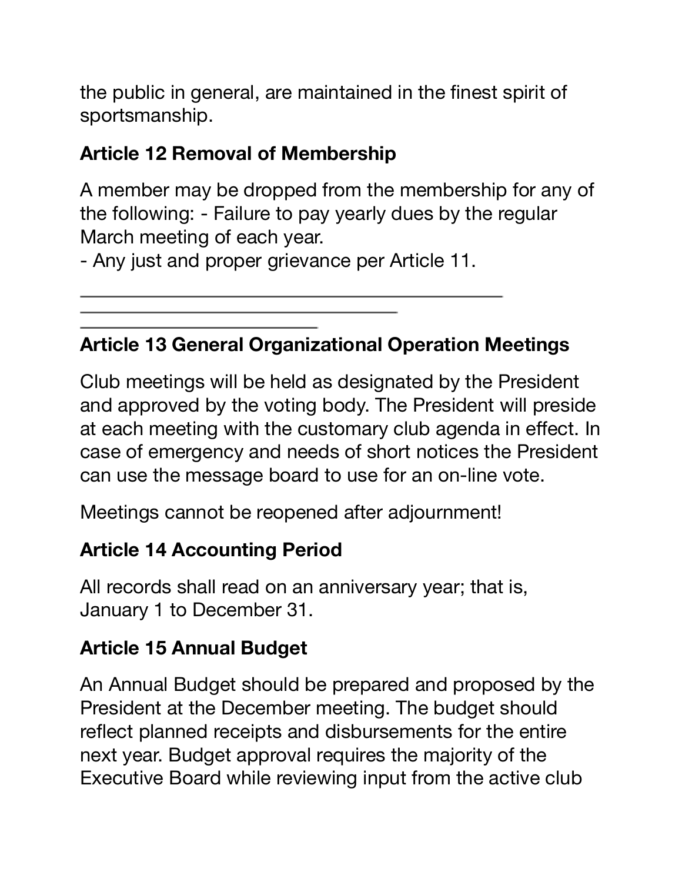the public in general, are maintained in the finest spirit of sportsmanship.

**Article 12 Removal of Membership**

A member may be dropped from the membership for any of the following: - Failure to pay yearly dues by the regular March meeting of each year.
- Any just and proper grievance per Article 11.

---

**Article 13 General Organizational Operation Meetings**

Club meetings will be held as designated by the President and approved by the voting body. The President will preside at each meeting with the customary club agenda in effect. In case of emergency and needs of short notices the President can use the message board to use for an on-line vote.

Meetings cannot be reopened after adjournment!

**Article 14 Accounting Period**

All records shall read on an anniversary year; that is, January 1 to December 31.

**Article 15 Annual Budget**

An Annual Budget should be prepared and proposed by the President at the December meeting. The budget should reflect planned receipts and disbursements for the entire next year. Budget approval requires the majority of the Executive Board while reviewing input from the active club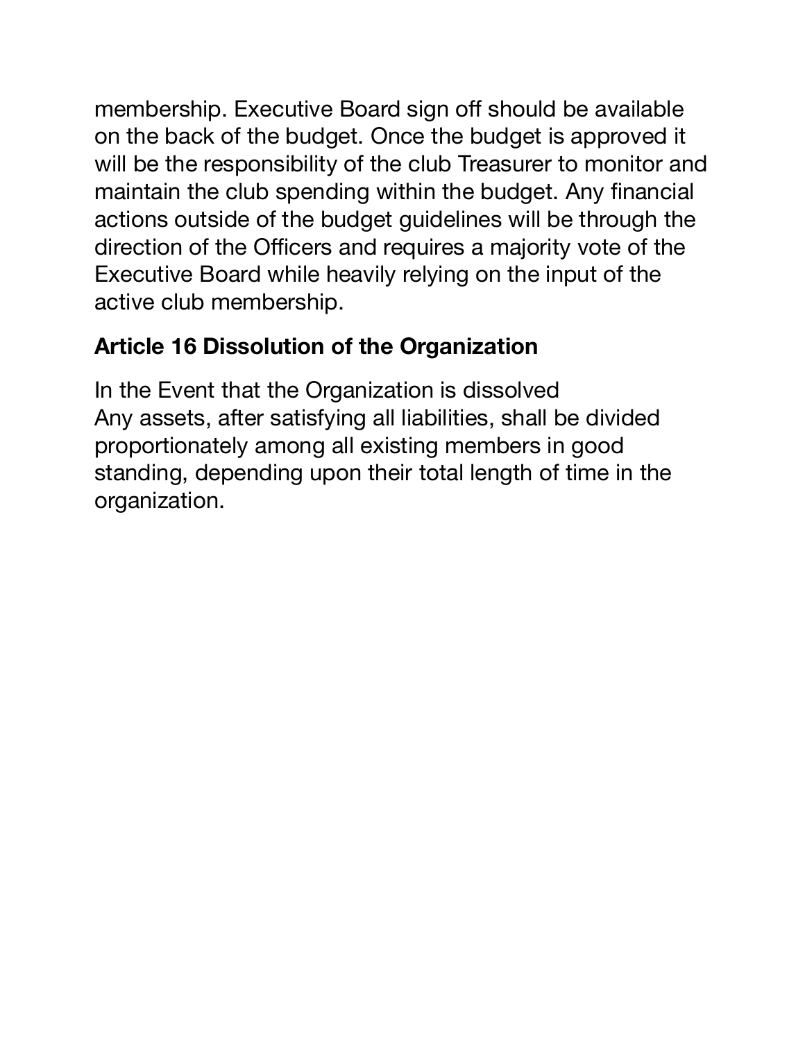membership. Executive Board sign off should be available on the back of the budget. Once the budget is approved it will be the responsibility of the club Treasurer to monitor and maintain the club spending within the budget. Any financial actions outside of the budget guidelines will be through the direction of the Officers and requires a majority vote of the Executive Board while heavily relying on the input of the active club membership.

### Article 16 Dissolution of the Organization

In the Event that the Organization is dissolved
Any assets, after satisfying all liabilities, shall be divided proportionately among all existing members in good standing, depending upon their total length of time in the organization.